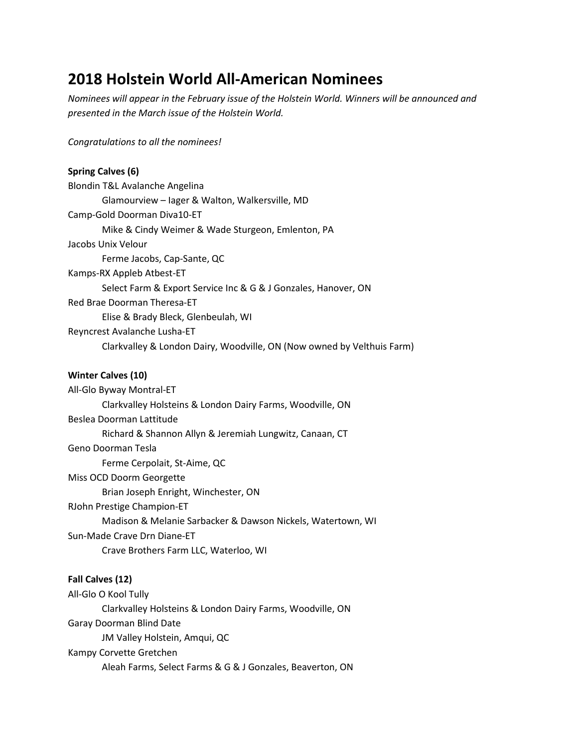# 2018 Holstein World All-American Nominees

*Nominees will appear in the February issue of the Holstein World. Winners will be announced and presented in the March issue of the Holstein World.*

*Congratulations to all the nominees!*

**Spring Calves (6)**

Blondin T&L Avalanche Angelina
    Glamourview – Iager & Walton, Walkersville, MD
Camp-Gold Doorman Diva10-ET
    Mike & Cindy Weimer & Wade Sturgeon, Emlenton, PA
Jacobs Unix Velour
    Ferme Jacobs, Cap-Sante, QC
Kamps-RX Appleb Atbest-ET
    Select Farm & Export Service Inc & G & J Gonzales, Hanover, ON
Red Brae Doorman Theresa-ET
    Elise & Brady Bleck, Glenbeulah, WI
Reyncrest Avalanche Lusha-ET
    Clarkvalley & London Dairy, Woodville, ON (Now owned by Velthuis Farm)

**Winter Calves (10)**

All-Glo Byway Montral-ET
    Clarkvalley Holsteins & London Dairy Farms, Woodville, ON
Beslea Doorman Lattitude
    Richard & Shannon Allyn & Jeremiah Lungwitz, Canaan, CT
Geno Doorman Tesla
    Ferme Cerpolait, St-Aime, QC
Miss OCD Doorm Georgette
    Brian Joseph Enright, Winchester, ON
RJohn Prestige Champion-ET
    Madison & Melanie Sarbacker & Dawson Nickels, Watertown, WI
Sun-Made Crave Drn Diane-ET
    Crave Brothers Farm LLC, Waterloo, WI

**Fall Calves (12)**

All-Glo O Kool Tully
    Clarkvalley Holsteins & London Dairy Farms, Woodville, ON
Garay Doorman Blind Date
    JM Valley Holstein, Amqui, QC
Kampy Corvette Gretchen
    Aleah Farms, Select Farms & G & J Gonzales, Beaverton, ON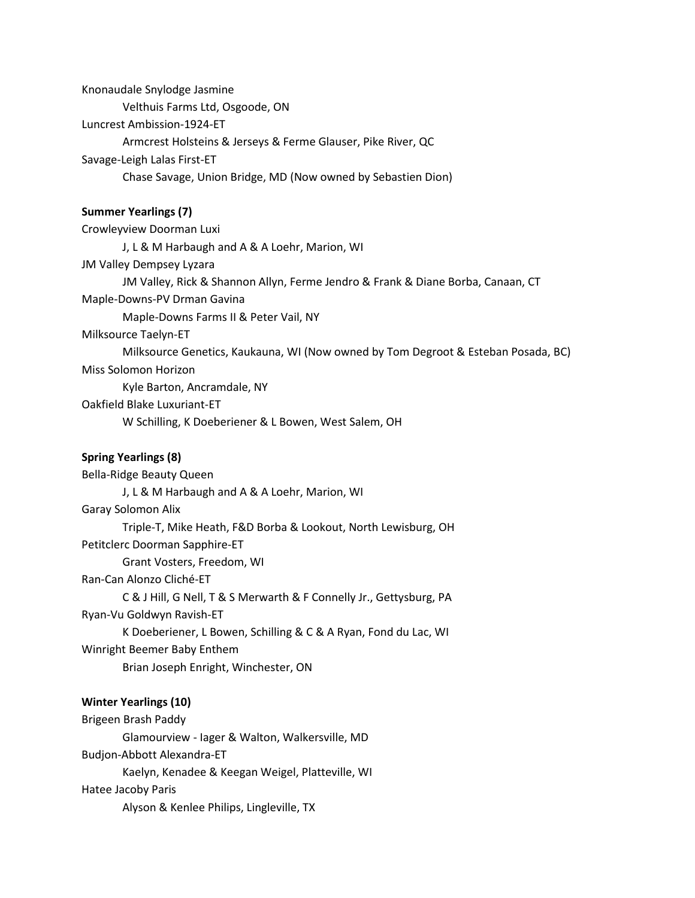Knonaudale Snylodge Jasmine

Velthuis Farms Ltd, Osgoode, ON

Luncrest Ambission-1924-ET

Armcrest Holsteins & Jerseys & Ferme Glauser, Pike River, QC

Savage-Leigh Lalas First-ET

Chase Savage, Union Bridge, MD (Now owned by Sebastien Dion)

**Summer Yearlings (7)**

Crowleyview Doorman Luxi

J, L & M Harbaugh and A & A Loehr, Marion, WI

JM Valley Dempsey Lyzara

JM Valley, Rick & Shannon Allyn, Ferme Jendro & Frank & Diane Borba, Canaan, CT

Maple-Downs-PV Drman Gavina

Maple-Downs Farms II & Peter Vail, NY

Milksource Taelyn-ET

Milksource Genetics, Kaukauna, WI (Now owned by Tom Degroot & Esteban Posada, BC)

Miss Solomon Horizon

Kyle Barton, Ancramdale, NY

Oakfield Blake Luxuriant-ET

W Schilling, K Doeberiener & L Bowen, West Salem, OH

**Spring Yearlings (8)**

Bella-Ridge Beauty Queen

J, L & M Harbaugh and A & A Loehr, Marion, WI

Garay Solomon Alix

Triple-T, Mike Heath, F&D Borba & Lookout, North Lewisburg, OH

Petitclerc Doorman Sapphire-ET

Grant Vosters, Freedom, WI

Ran-Can Alonzo Cliché-ET

C & J Hill, G Nell, T & S Merwarth & F Connelly Jr., Gettysburg, PA

Ryan-Vu Goldwyn Ravish-ET

K Doeberiener, L Bowen, Schilling & C & A Ryan, Fond du Lac, WI

Winright Beemer Baby Enthem

Brian Joseph Enright, Winchester, ON

**Winter Yearlings (10)**

Brigeen Brash Paddy

Glamourview - Iager & Walton, Walkersville, MD

Budjon-Abbott Alexandra-ET

Kaelyn, Kenadee & Keegan Weigel, Platteville, WI

Hatee Jacoby Paris

Alyson & Kenlee Philips, Lingleville, TX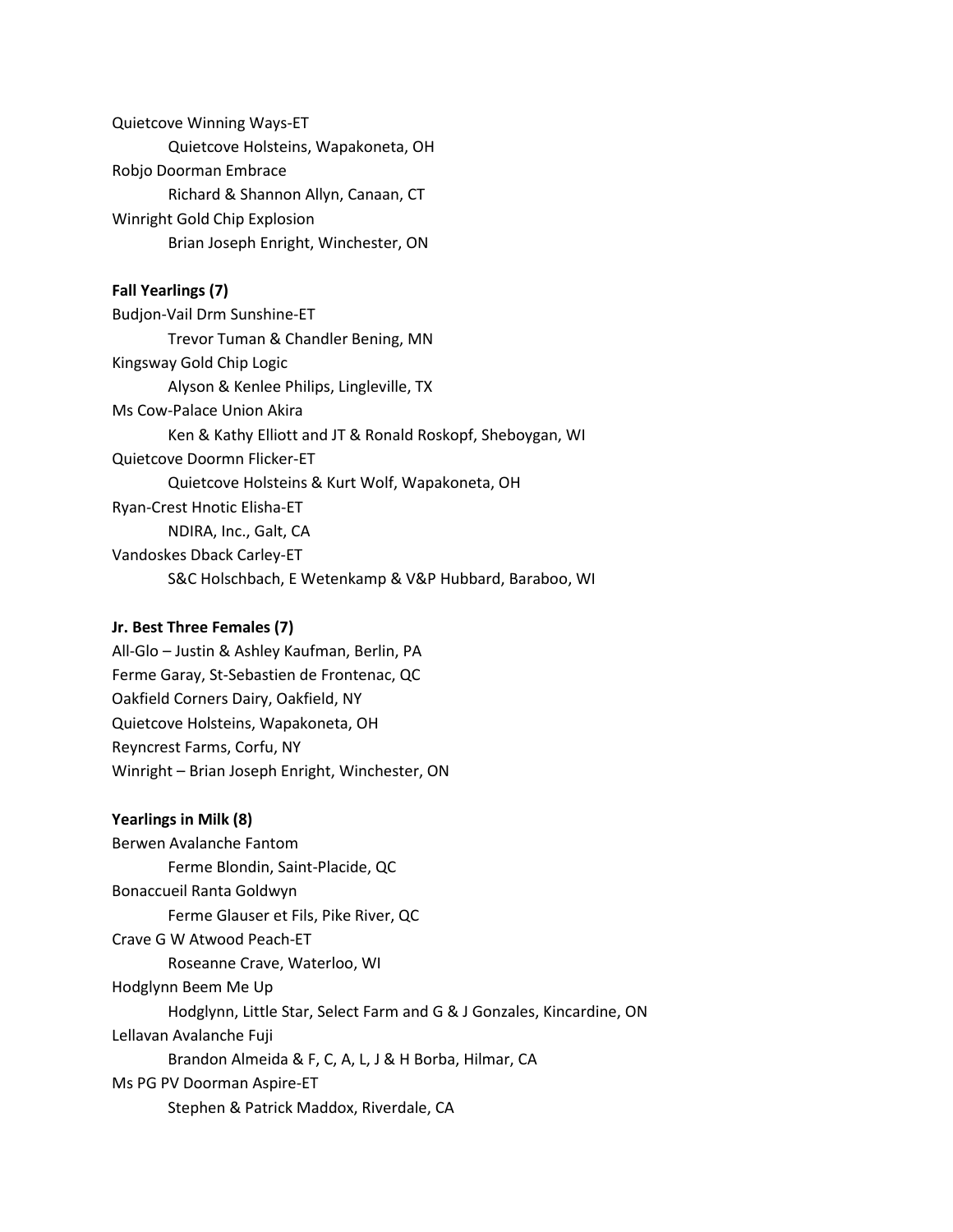Quietcove Winning Ways-ET

    Quietcove Holsteins, Wapakoneta, OH

Robjo Doorman Embrace

    Richard & Shannon Allyn, Canaan, CT

Winright Gold Chip Explosion

    Brian Joseph Enright, Winchester, ON

**Fall Yearlings (7)**

Budjon-Vail Drm Sunshine-ET

    Trevor Tuman & Chandler Bening, MN

Kingsway Gold Chip Logic

    Alyson & Kenlee Philips, Lingleville, TX

Ms Cow-Palace Union Akira

    Ken & Kathy Elliott and JT & Ronald Roskopf, Sheboygan, WI

Quietcove Doormn Flicker-ET

    Quietcove Holsteins & Kurt Wolf, Wapakoneta, OH

Ryan-Crest Hnotic Elisha-ET

    NDIRA, Inc., Galt, CA

Vandoskes Dback Carley-ET

    S&C Holschbach, E Wetenkamp & V&P Hubbard, Baraboo, WI

**Jr. Best Three Females (7)**

All-Glo – Justin & Ashley Kaufman, Berlin, PA

Ferme Garay, St-Sebastien de Frontenac, QC

Oakfield Corners Dairy, Oakfield, NY

Quietcove Holsteins, Wapakoneta, OH

Reyncrest Farms, Corfu, NY

Winright – Brian Joseph Enright, Winchester, ON

**Yearlings in Milk (8)**

Berwen Avalanche Fantom

    Ferme Blondin, Saint-Placide, QC

Bonaccueil Ranta Goldwyn

    Ferme Glauser et Fils, Pike River, QC

Crave G W Atwood Peach-ET

    Roseanne Crave, Waterloo, WI

Hodglynn Beem Me Up

    Hodglynn, Little Star, Select Farm and G & J Gonzales, Kincardine, ON

Lellavan Avalanche Fuji

    Brandon Almeida & F, C, A, L, J & H Borba, Hilmar, CA

Ms PG PV Doorman Aspire-ET

    Stephen & Patrick Maddox, Riverdale, CA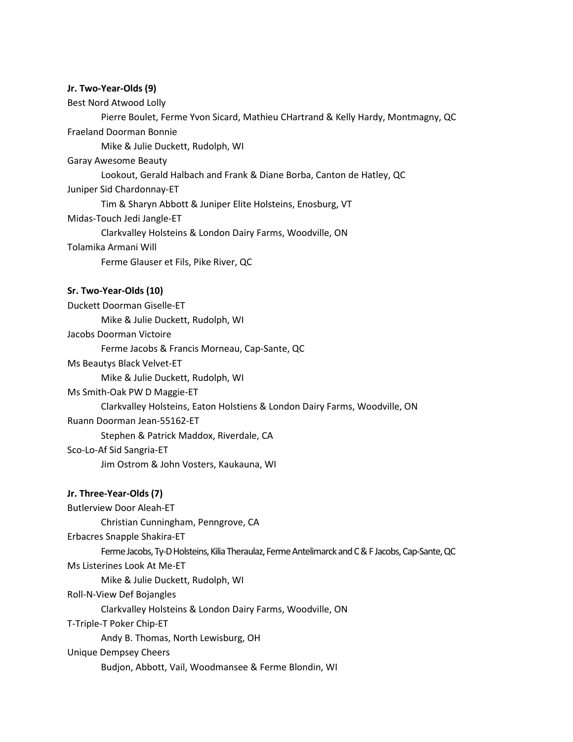**Jr. Two-Year-Olds (9)**

Best Nord Atwood Lolly

    Pierre Boulet, Ferme Yvon Sicard, Mathieu CHartrand & Kelly Hardy, Montmagny, QC

Fraeland Doorman Bonnie

    Mike & Julie Duckett, Rudolph, WI

Garay Awesome Beauty

    Lookout, Gerald Halbach and Frank & Diane Borba, Canton de Hatley, QC

Juniper Sid Chardonnay-ET

    Tim & Sharyn Abbott & Juniper Elite Holsteins, Enosburg, VT

Midas-Touch Jedi Jangle-ET

    Clarkvalley Holsteins & London Dairy Farms, Woodville, ON

Tolamika Armani Will

    Ferme Glauser et Fils, Pike River, QC

**Sr. Two-Year-Olds (10)**

Duckett Doorman Giselle-ET

    Mike & Julie Duckett, Rudolph, WI

Jacobs Doorman Victoire

    Ferme Jacobs & Francis Morneau, Cap-Sante, QC

Ms Beautys Black Velvet-ET

    Mike & Julie Duckett, Rudolph, WI

Ms Smith-Oak PW D Maggie-ET

    Clarkvalley Holsteins, Eaton Holstiens & London Dairy Farms, Woodville, ON

Ruann Doorman Jean-55162-ET

    Stephen & Patrick Maddox, Riverdale, CA

Sco-Lo-Af Sid Sangria-ET

    Jim Ostrom & John Vosters, Kaukauna, WI

**Jr. Three-Year-Olds (7)**

Butlerview Door Aleah-ET

    Christian Cunningham, Penngrove, CA

Erbacres Snapple Shakira-ET

    Ferme Jacobs, Ty-D Holsteins, Kilia Theraulaz, Ferme Antelimarck and C & F Jacobs, Cap-Sante, QC

Ms Listerines Look At Me-ET

    Mike & Julie Duckett, Rudolph, WI

Roll-N-View Def Bojangles

    Clarkvalley Holsteins & London Dairy Farms, Woodville, ON

T-Triple-T Poker Chip-ET

    Andy B. Thomas, North Lewisburg, OH

Unique Dempsey Cheers

    Budjon, Abbott, Vail, Woodmansee & Ferme Blondin, WI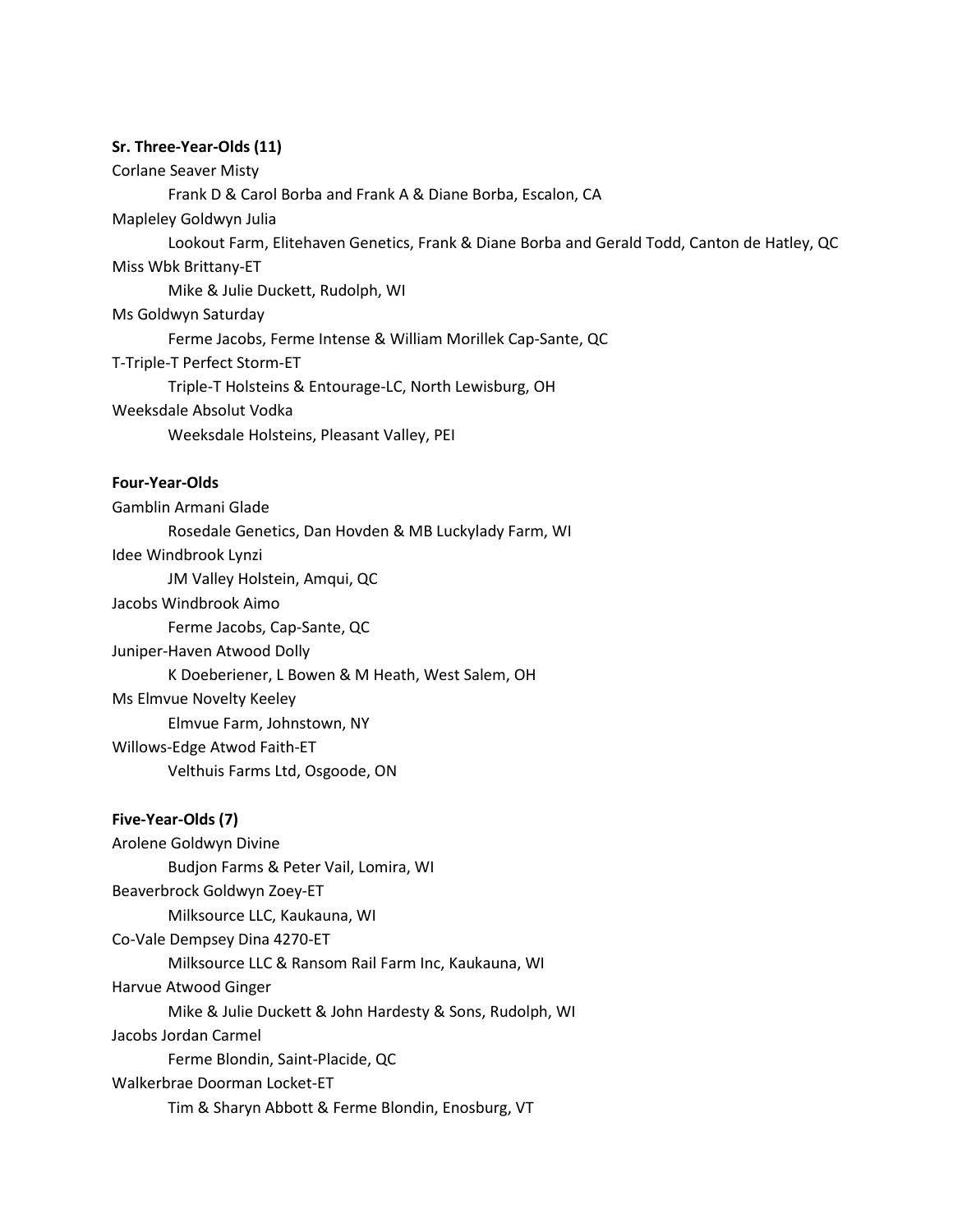**Sr. Three-Year-Olds (11)**

Corlane Seaver Misty

Frank D & Carol Borba and Frank A & Diane Borba, Escalon, CA

Mapleley Goldwyn Julia

Lookout Farm, Elitehaven Genetics, Frank & Diane Borba and Gerald Todd, Canton de Hatley, QC

Miss Wbk Brittany-ET

Mike & Julie Duckett, Rudolph, WI

Ms Goldwyn Saturday

Ferme Jacobs, Ferme Intense & William Morillek Cap-Sante, QC

T-Triple-T Perfect Storm-ET

Triple-T Holsteins & Entourage-LC, North Lewisburg, OH

Weeksdale Absolut Vodka

Weeksdale Holsteins, Pleasant Valley, PEI

**Four-Year-Olds**

Gamblin Armani Glade

Rosedale Genetics, Dan Hovden & MB Luckylady Farm, WI

Idee Windbrook Lynzi

JM Valley Holstein, Amqui, QC

Jacobs Windbrook Aimo

Ferme Jacobs, Cap-Sante, QC

Juniper-Haven Atwood Dolly

K Doeberiener, L Bowen & M Heath, West Salem, OH

Ms Elmvue Novelty Keeley

Elmvue Farm, Johnstown, NY

Willows-Edge Atwod Faith-ET

Velthuis Farms Ltd, Osgoode, ON

**Five-Year-Olds (7)**

Arolene Goldwyn Divine

Budjon Farms & Peter Vail, Lomira, WI

Beaverbrock Goldwyn Zoey-ET

Milksource LLC, Kaukauna, WI

Co-Vale Dempsey Dina 4270-ET

Milksource LLC & Ransom Rail Farm Inc, Kaukauna, WI

Harvue Atwood Ginger

Mike & Julie Duckett & John Hardesty & Sons, Rudolph, WI

Jacobs Jordan Carmel

Ferme Blondin, Saint-Placide, QC

Walkerbrae Doorman Locket-ET

Tim & Sharyn Abbott & Ferme Blondin, Enosburg, VT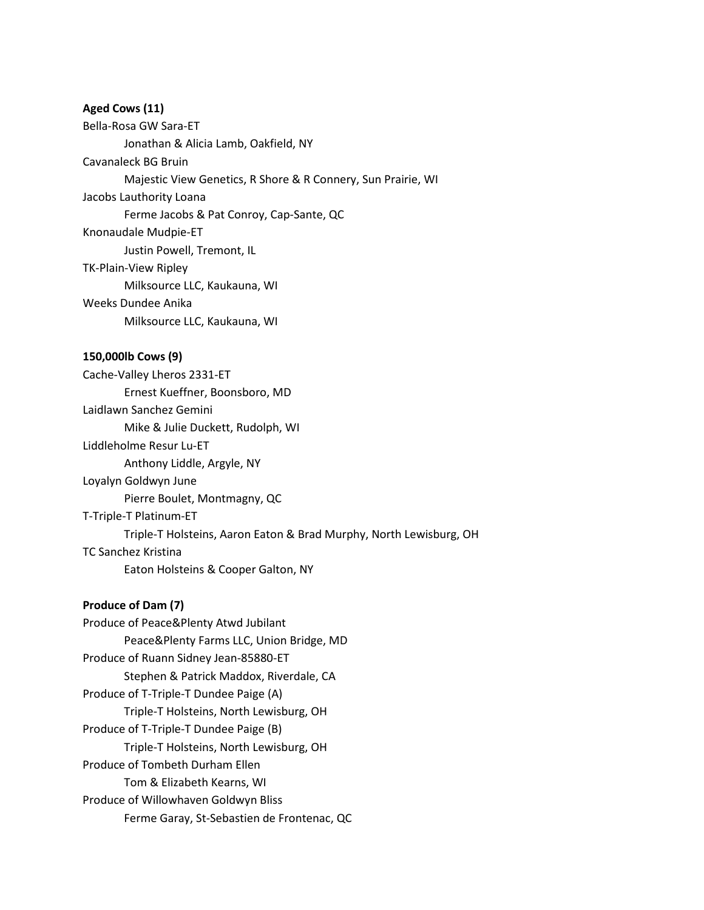**Aged Cows (11)**

Bella-Rosa GW Sara-ET

Jonathan & Alicia Lamb, Oakfield, NY

Cavanaleck BG Bruin

Majestic View Genetics, R Shore & R Connery, Sun Prairie, WI

Jacobs Lauthority Loana

Ferme Jacobs & Pat Conroy, Cap-Sante, QC

Knonaudale Mudpie-ET

Justin Powell, Tremont, IL

TK-Plain-View Ripley

Milksource LLC, Kaukauna, WI

Weeks Dundee Anika

Milksource LLC, Kaukauna, WI

**150,000lb Cows (9)**

Cache-Valley Lheros 2331-ET

Ernest Kueffner, Boonsboro, MD

Laidlawn Sanchez Gemini

Mike & Julie Duckett, Rudolph, WI

Liddleholme Resur Lu-ET

Anthony Liddle, Argyle, NY

Loyalyn Goldwyn June

Pierre Boulet, Montmagny, QC

T-Triple-T Platinum-ET

Triple-T Holsteins, Aaron Eaton & Brad Murphy, North Lewisburg, OH

TC Sanchez Kristina

Eaton Holsteins & Cooper Galton, NY

**Produce of Dam (7)**

Produce of Peace&Plenty Atwd Jubilant

Peace&Plenty Farms LLC, Union Bridge, MD

Produce of Ruann Sidney Jean-85880-ET

Stephen & Patrick Maddox, Riverdale, CA

Produce of T-Triple-T Dundee Paige (A)

Triple-T Holsteins, North Lewisburg, OH

Produce of T-Triple-T Dundee Paige (B)

Triple-T Holsteins, North Lewisburg, OH

Produce of Tombeth Durham Ellen

Tom & Elizabeth Kearns, WI

Produce of Willowhaven Goldwyn Bliss

Ferme Garay, St-Sebastien de Frontenac, QC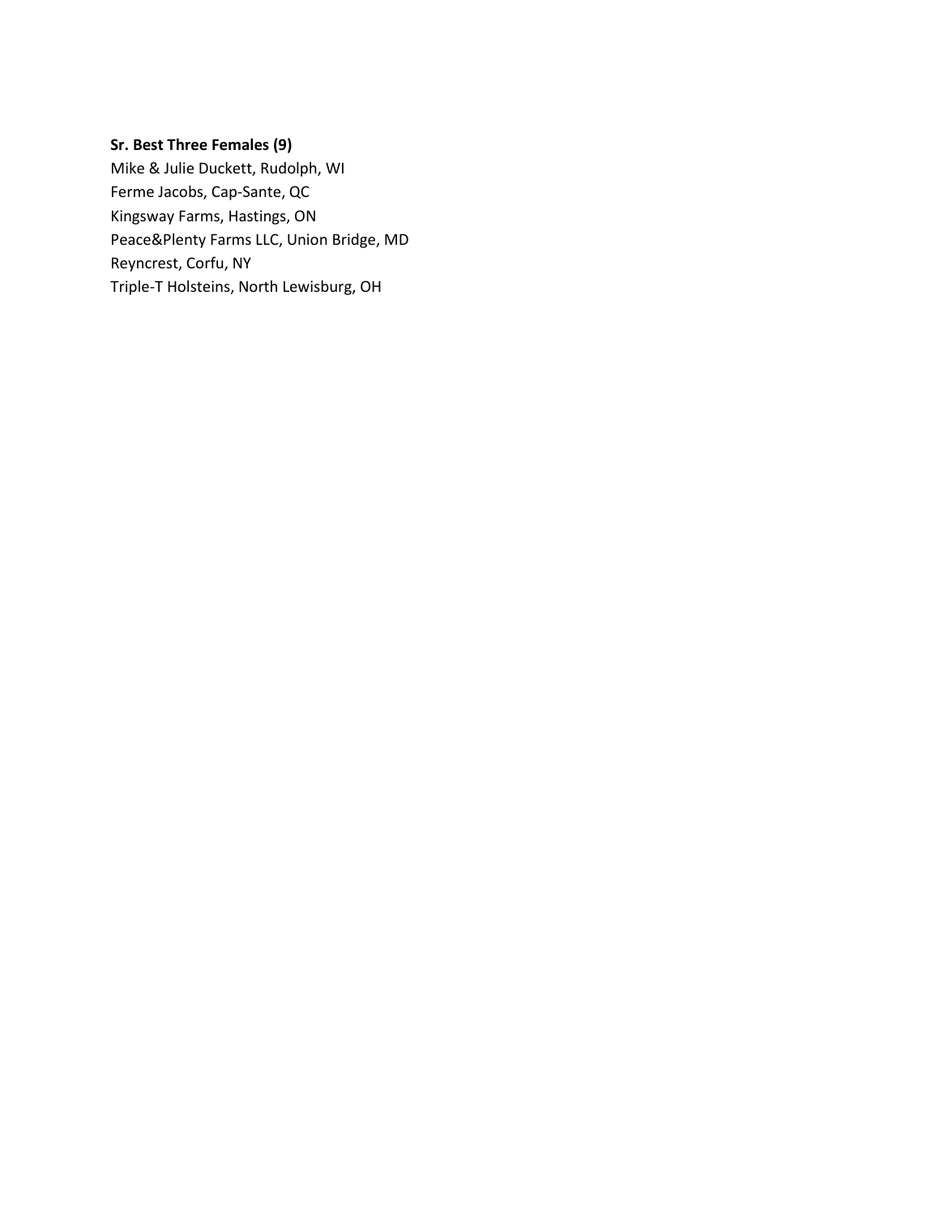**Sr. Best Three Females (9)**
Mike & Julie Duckett, Rudolph, WI
Ferme Jacobs, Cap-Sante, QC
Kingsway Farms, Hastings, ON
Peace&Plenty Farms LLC, Union Bridge, MD
Reyncrest, Corfu, NY
Triple-T Holsteins, North Lewisburg, OH